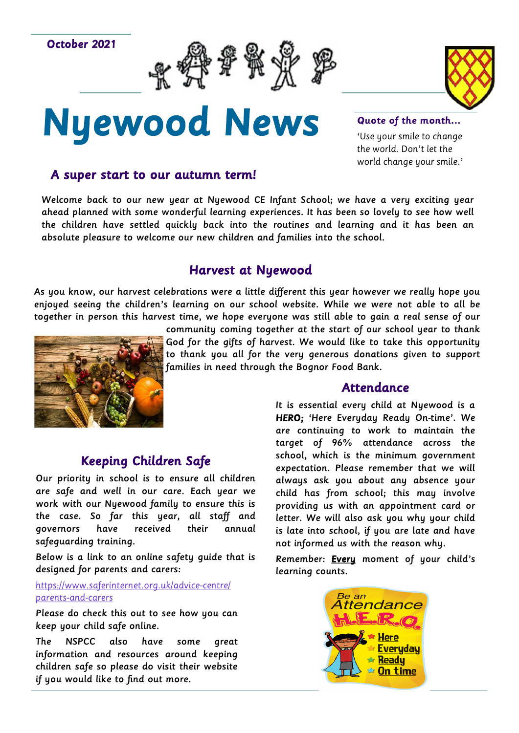October 2021

# Nyewood News

**Quote of the month…**

'Use your smile to change the world. Don't let the world change your smile.'

## A super start to our autumn term!

Welcome back to our new year at Nyewood CE Infant School; we have a very exciting year ahead planned with some wonderful learning experiences. It has been so lovely to see how well the children have settled quickly back into the routines and learning and it has been an absolute pleasure to welcome our new children and families into the school.

## Harvest at Nyewood

As you know, our harvest celebrations were a little different this year however we really hope you enjoyed seeing the children's learning on our school website. While we were not able to all be together in person this harvest time, we hope everyone was still able to gain a real sense of our community coming together at the start of our school year to thank God for the gifts of harvest. We would like to take this opportunity to thank you all for the very generous donations given to support families in need through the Bognor Food Bank.

## Keeping Children Safe

Our priority in school is to ensure all children are safe and well in our care. Each year we work with our Nyewood family to ensure this is the case. So far this year, all staff and governors have received their annual safeguarding training.

Below is a link to an online safety guide that is designed for parents and carers:

https://www.saferinternet.org.uk/advice-centre/parents-and-carers

Please do check this out to see how you can keep your child safe online.

The NSPCC also have some great information and resources around keeping children safe so please do visit their website if you would like to find out more.

## Attendance

It is essential every child at Nyewood is a **HERO;** 'Here Everyday Ready On-time'. We are continuing to work to maintain the target of 96% attendance across the school, which is the minimum government expectation. Please remember that we will always ask you about any absence your child has from school; this may involve providing us with an appointment card or letter. We will also ask you why your child is late into school, if you are late and have not informed us with the reason why.

Remember: **Every** moment of your child's learning counts.

Be an Attendance H.E.R.O.

- Here
- Everyday
- Ready
- On time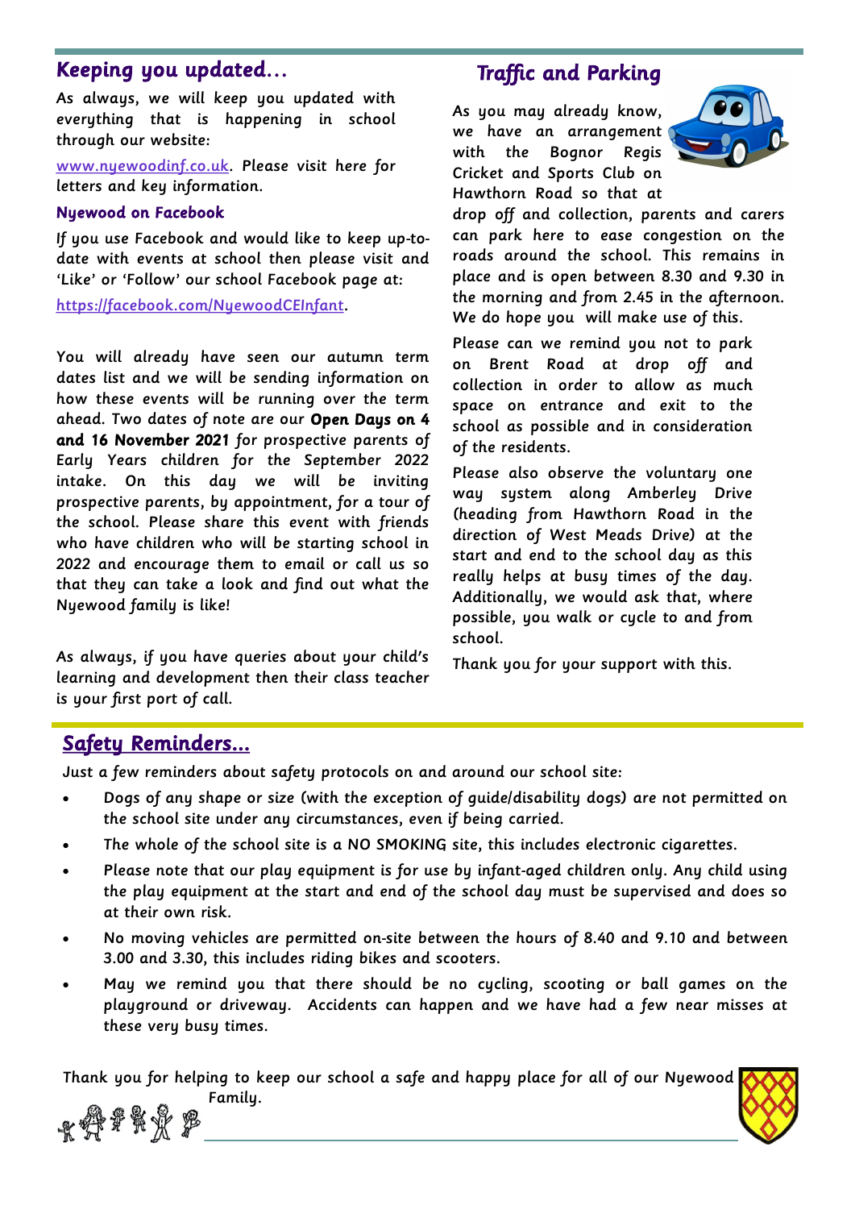## Keeping you updated…

As always, we will keep you updated with everything that is happening in school through our website:

www.nyewoodinf.co.uk. Please visit here for letters and key information.

### Nyewood on Facebook

If you use Facebook and would like to keep up-to-date with events at school then please visit and 'Like' or 'Follow' our school Facebook page at:

https://facebook.com/NyewoodCEInfant.

You will already have seen our autumn term dates list and we will be sending information on how these events will be running over the term ahead. Two dates of note are our **Open Days on 4 and 16 November 2021** for prospective parents of Early Years children for the September 2022 intake. On this day we will be inviting prospective parents, by appointment, for a tour of the school. Please share this event with friends who have children who will be starting school in 2022 and encourage them to email or call us so that they can take a look and find out what the Nyewood family is like!

As always, if you have queries about your child's learning and development then their class teacher is your first port of call.

## Traffic and Parking

As you may already know, we have an arrangement with the Bognor Regis Cricket and Sports Club on Hawthorn Road so that at drop off and collection, parents and carers can park here to ease congestion on the roads around the school. This remains in place and is open between 8.30 and 9.30 in the morning and from 2.45 in the afternoon. We do hope you will make use of this.

Please can we remind you not to park on Brent Road at drop off and collection in order to allow as much space on entrance and exit to the school as possible and in consideration of the residents.

Please also observe the voluntary one way system along Amberley Drive (heading from Hawthorn Road in the direction of West Meads Drive) at the start and end to the school day as this really helps at busy times of the day. Additionally, we would ask that, where possible, you walk or cycle to and from school.

Thank you for your support with this.

## Safety Reminders…

Just a few reminders about safety protocols on and around our school site:

- Dogs of any shape or size (with the exception of guide/disability dogs) are not permitted on the school site under any circumstances, even if being carried.
- The whole of the school site is a NO SMOKING site, this includes electronic cigarettes.
- Please note that our play equipment is for use by infant-aged children only. Any child using the play equipment at the start and end of the school day must be supervised and does so at their own risk.
- No moving vehicles are permitted on-site between the hours of 8.40 and 9.10 and between 3.00 and 3.30, this includes riding bikes and scooters.
- May we remind you that there should be no cycling, scooting or ball games on the playground or driveway. Accidents can happen and we have had a few near misses at these very busy times.

Thank you for helping to keep our school a safe and happy place for all of our Nyewood Family.